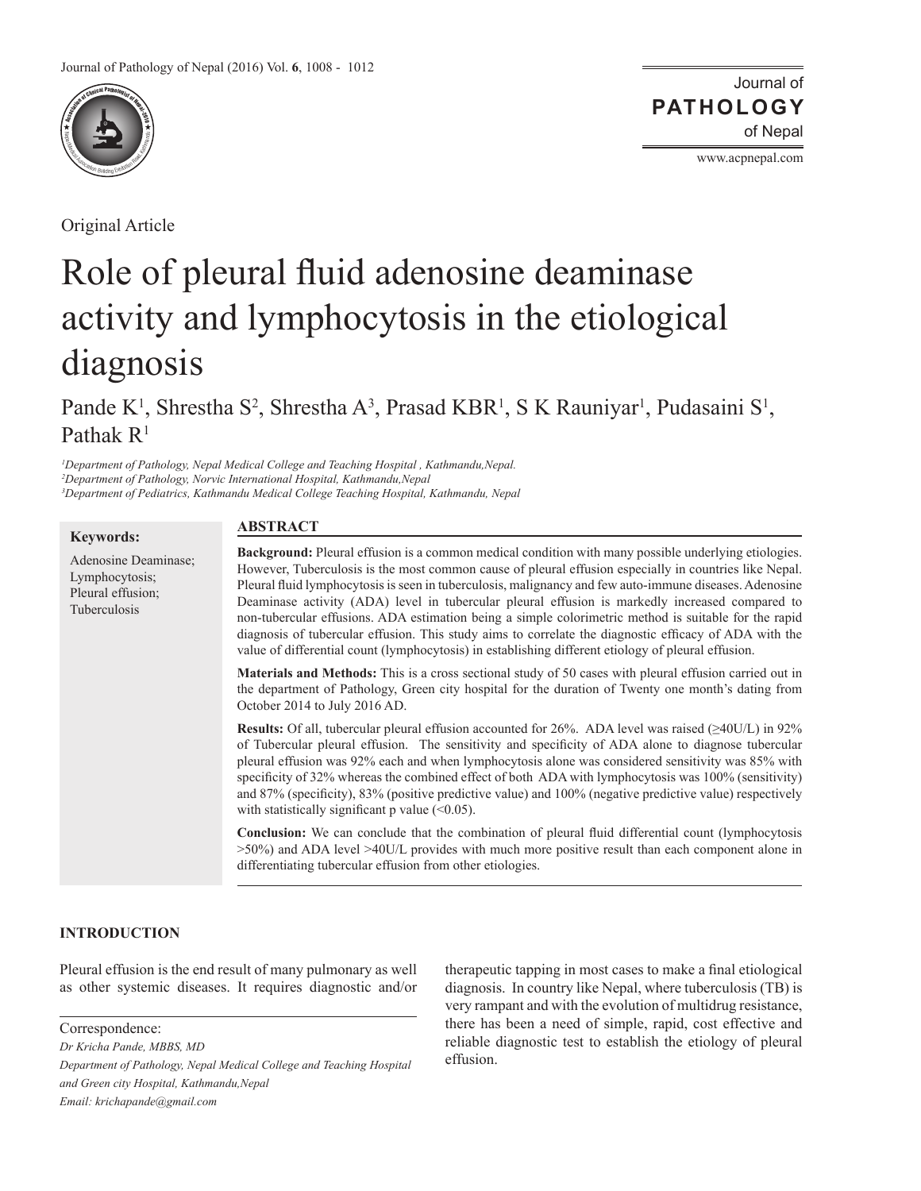Original Article

# Role of pleural fluid adenosine deaminase activity and lymphocytosis in the etiological diagnosis

Pande K[1], Shrestha S[2], Shrestha A[3], Prasad KBR[1], S K Rauniyar[1], Pudasaini S[1], Pathak R[1]

*[1]Department of Pathology, Nepal Medical College and Teaching Hospital , Kathmandu,Nepal.*
*[2]Department of Pathology, Norvic International Hospital, Kathmandu,Nepal*
*[3]Department of Pediatrics, Kathmandu Medical College Teaching Hospital, Kathmandu, Nepal*

**Keywords:**

Adenosine Deaminase; Lymphocytosis; Pleural effusion; Tuberculosis

## ABSTRACT

**Background:** Pleural effusion is a common medical condition with many possible underlying etiologies. However, Tuberculosis is the most common cause of pleural effusion especially in countries like Nepal. Pleural fluid lymphocytosis is seen in tuberculosis, malignancy and few auto-immune diseases. Adenosine Deaminase activity (ADA) level in tubercular pleural effusion is markedly increased compared to non-tubercular effusions. ADA estimation being a simple colorimetric method is suitable for the rapid diagnosis of tubercular effusion. This study aims to correlate the diagnostic efficacy of ADA with the value of differential count (lymphocytosis) in establishing different etiology of pleural effusion.

**Materials and Methods:** This is a cross sectional study of 50 cases with pleural effusion carried out in the department of Pathology, Green city hospital for the duration of Twenty one month's dating from October 2014 to July 2016 AD.

**Results:** Of all, tubercular pleural effusion accounted for 26%. ADA level was raised (≥40U/L) in 92% of Tubercular pleural effusion. The sensitivity and specificity of ADA alone to diagnose tubercular pleural effusion was 92% each and when lymphocytosis alone was considered sensitivity was 85% with specificity of 32% whereas the combined effect of both ADA with lymphocytosis was 100% (sensitivity) and 87% (specificity), 83% (positive predictive value) and 100% (negative predictive value) respectively with statistically significant p value (<0.05).

**Conclusion:** We can conclude that the combination of pleural fluid differential count (lymphocytosis >50%) and ADA level >40U/L provides with much more positive result than each component alone in differentiating tubercular effusion from other etiologies.

## INTRODUCTION

Pleural effusion is the end result of many pulmonary as well as other systemic diseases. It requires diagnostic and/or therapeutic tapping in most cases to make a final etiological diagnosis. In country like Nepal, where tuberculosis (TB) is very rampant and with the evolution of multidrug resistance, there has been a need of simple, rapid, cost effective and reliable diagnostic test to establish the etiology of pleural effusion.

Correspondence:
*Dr Kricha Pande, MBBS, MD*
*Department of Pathology, Nepal Medical College and Teaching Hospital and Green city Hospital, Kathmandu,Nepal*
*Email: krichapande@gmail.com*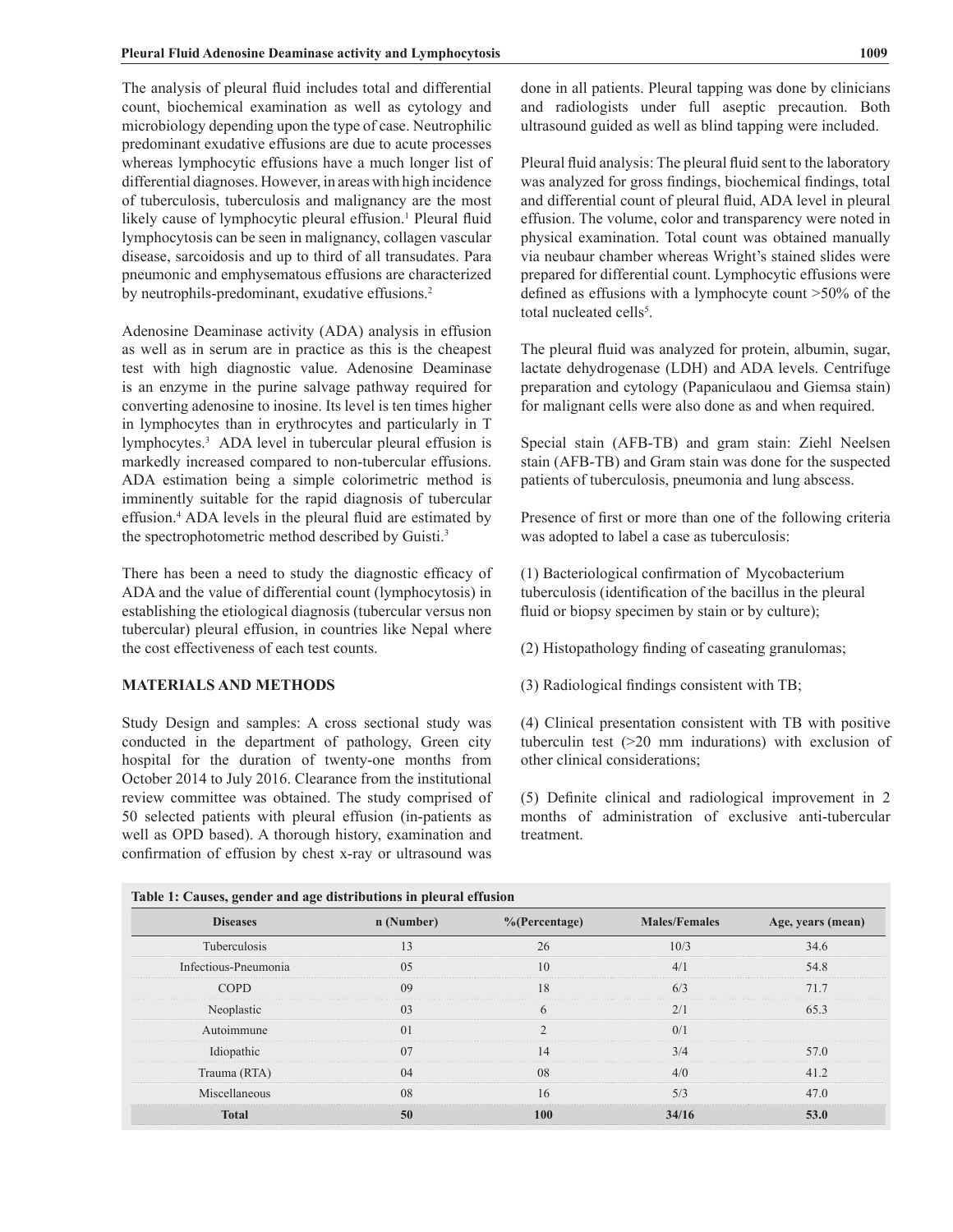The analysis of pleural fluid includes total and differential count, biochemical examination as well as cytology and microbiology depending upon the type of case. Neutrophilic predominant exudative effusions are due to acute processes whereas lymphocytic effusions have a much longer list of differential diagnoses. However, in areas with high incidence of tuberculosis, tuberculosis and malignancy are the most likely cause of lymphocytic pleural effusion.[1] Pleural fluid lymphocytosis can be seen in malignancy, collagen vascular disease, sarcoidosis and up to third of all transudates. Para pneumonic and emphysematous effusions are characterized by neutrophils-predominant, exudative effusions.[2]

Adenosine Deaminase activity (ADA) analysis in effusion as well as in serum are in practice as this is the cheapest test with high diagnostic value. Adenosine Deaminase is an enzyme in the purine salvage pathway required for converting adenosine to inosine. Its level is ten times higher in lymphocytes than in erythrocytes and particularly in T lymphocytes.[3] ADA level in tubercular pleural effusion is markedly increased compared to non-tubercular effusions. ADA estimation being a simple colorimetric method is imminently suitable for the rapid diagnosis of tubercular effusion.[4] ADA levels in the pleural fluid are estimated by the spectrophotometric method described by Guisti.[3]

There has been a need to study the diagnostic efficacy of ADA and the value of differential count (lymphocytosis) in establishing the etiological diagnosis (tubercular versus non tubercular) pleural effusion, in countries like Nepal where the cost effectiveness of each test counts.

## MATERIALS AND METHODS

Study Design and samples: A cross sectional study was conducted in the department of pathology, Green city hospital for the duration of twenty-one months from October 2014 to July 2016. Clearance from the institutional review committee was obtained. The study comprised of 50 selected patients with pleural effusion (in-patients as well as OPD based). A thorough history, examination and confirmation of effusion by chest x-ray or ultrasound was done in all patients. Pleural tapping was done by clinicians and radiologists under full aseptic precaution. Both ultrasound guided as well as blind tapping were included.

Pleural fluid analysis: The pleural fluid sent to the laboratory was analyzed for gross findings, biochemical findings, total and differential count of pleural fluid, ADA level in pleural effusion. The volume, color and transparency were noted in physical examination. Total count was obtained manually via neubaur chamber whereas Wright's stained slides were prepared for differential count. Lymphocytic effusions were defined as effusions with a lymphocyte count >50% of the total nucleated cells[5].

The pleural fluid was analyzed for protein, albumin, sugar, lactate dehydrogenase (LDH) and ADA levels. Centrifuge preparation and cytology (Papaniculaou and Giemsa stain) for malignant cells were also done as and when required.

Special stain (AFB-TB) and gram stain: Ziehl Neelsen stain (AFB-TB) and Gram stain was done for the suspected patients of tuberculosis, pneumonia and lung abscess.

Presence of first or more than one of the following criteria was adopted to label a case as tuberculosis:

(1) Bacteriological confirmation of Mycobacterium tuberculosis (identification of the bacillus in the pleural fluid or biopsy specimen by stain or by culture);

(2) Histopathology finding of caseating granulomas;

(3) Radiological findings consistent with TB;

(4) Clinical presentation consistent with TB with positive tuberculin test (>20 mm indurations) with exclusion of other clinical considerations;

(5) Definite clinical and radiological improvement in 2 months of administration of exclusive anti-tubercular treatment.

**Table 1: Causes, gender and age distributions in pleural effusion**

| Diseases | n (Number) | %(Percentage) | Males/Females | Age, years (mean) |
|---|---|---|---|---|
| Tuberculosis | 13 | 26 | 10/3 | 34.6 |
| Infectious-Pneumonia | 05 | 10 | 4/1 | 54.8 |
| COPD | 09 | 18 | 6/3 | 71.7 |
| Neoplastic | 03 | 6 | 2/1 | 65.3 |
| Autoimmune | 01 | 2 | 0/1 | |
| Idiopathic | 07 | 14 | 3/4 | 57.0 |
| Trauma (RTA) | 04 | 08 | 4/0 | 41.2 |
| Miscellaneous | 08 | 16 | 5/3 | 47.0 |
| **Total** | **50** | **100** | **34/16** | **53.0** |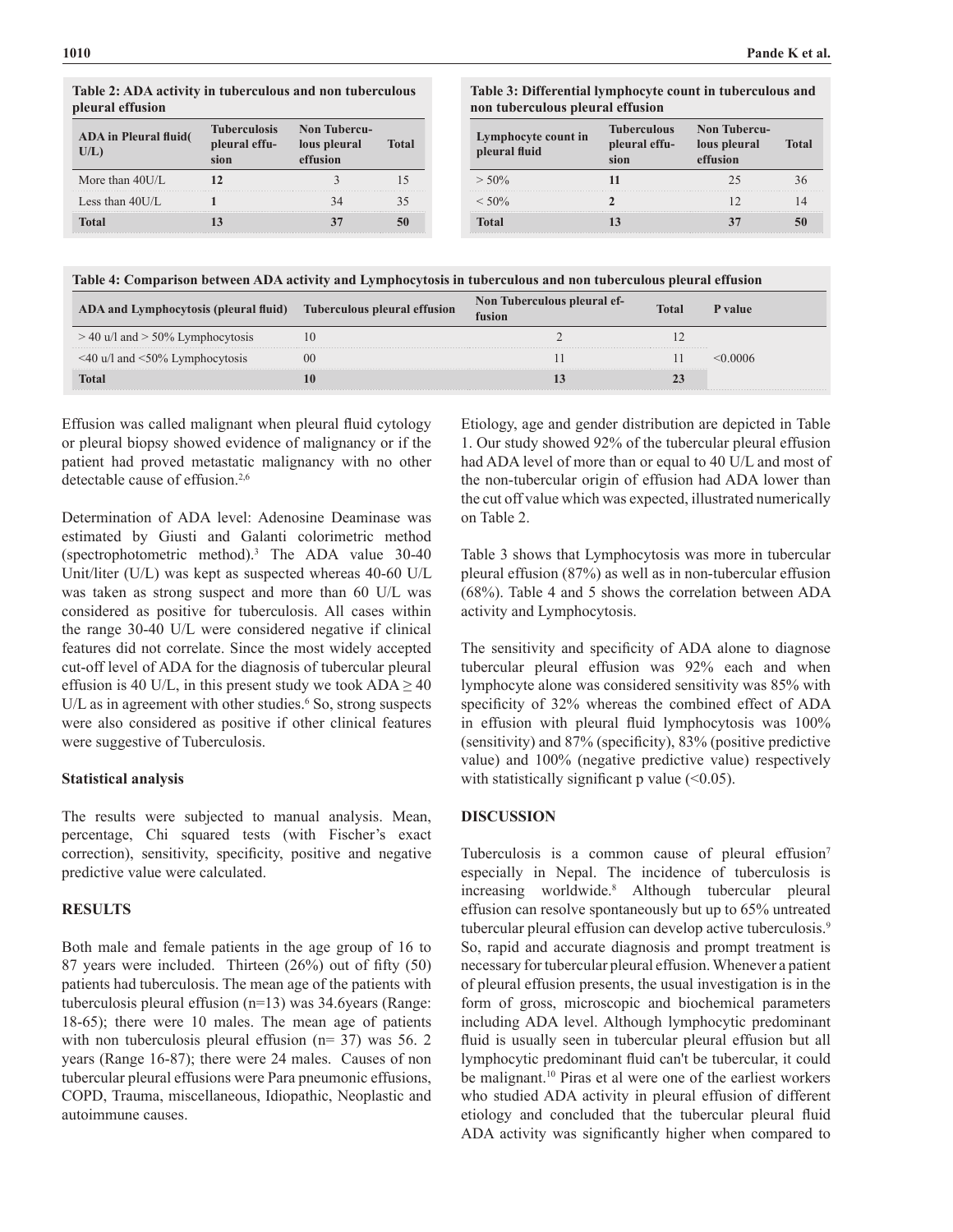**Table 2: ADA activity in tuberculous and non tuberculous pleural effusion**

| ADA in Pleural fluid( U/L) | Tuberculosis pleural effusion | Non Tuberculous pleural effusion | Total |
|---|---|---|---|
| More than 40U/L | **12** | 3 | 15 |
| Less than 40U/L | **1** | 34 | 35 |
| **Total** | **13** | **37** | **50** |

**Table 3: Differential lymphocyte count in tuberculous and non tuberculous pleural effusion**

| Lymphocyte count in pleural fluid | Tuberculous pleural effusion | Non Tuberculous pleural effusion | Total |
|---|---|---|---|
| > 50% | **11** | 25 | 36 |
| < 50% | **2** | 12 | 14 |
| **Total** | **13** | **37** | **50** |

**Table 4: Comparison between ADA activity and Lymphocytosis in tuberculous and non tuberculous pleural effusion**

| ADA and Lymphocytosis (pleural fluid) | Tuberculous pleural effusion | Non Tuberculous pleural effusion | Total | P value |
|---|---|---|---|---|
| > 40 u/l and > 50% Lymphocytosis | 10 | 2 | 12 | |
| <40 u/l and <50% Lymphocytosis | 00 | 11 | 11 | <0.0006 |
| **Total** | **10** | **13** | **23** | |

Effusion was called malignant when pleural fluid cytology or pleural biopsy showed evidence of malignancy or if the patient had proved metastatic malignancy with no other detectable cause of effusion.[2,6]

Determination of ADA level: Adenosine Deaminase was estimated by Giusti and Galanti colorimetric method (spectrophotometric method).[3] The ADA value 30-40 Unit/liter (U/L) was kept as suspected whereas 40-60 U/L was taken as strong suspect and more than 60 U/L was considered as positive for tuberculosis. All cases within the range 30-40 U/L were considered negative if clinical features did not correlate. Since the most widely accepted cut-off level of ADA for the diagnosis of tubercular pleural effusion is 40 U/L, in this present study we took ADA ≥ 40 U/L as in agreement with other studies.[6] So, strong suspects were also considered as positive if other clinical features were suggestive of Tuberculosis.

### Statistical analysis

The results were subjected to manual analysis. Mean, percentage, Chi squared tests (with Fischer's exact correction), sensitivity, specificity, positive and negative predictive value were calculated.

## RESULTS

Both male and female patients in the age group of 16 to 87 years were included. Thirteen (26%) out of fifty (50) patients had tuberculosis. The mean age of the patients with tuberculosis pleural effusion (n=13) was 34.6years (Range: 18-65); there were 10 males. The mean age of patients with non tuberculosis pleural effusion (n= 37) was 56. 2 years (Range 16-87); there were 24 males. Causes of non tubercular pleural effusions were Para pneumonic effusions, COPD, Trauma, miscellaneous, Idiopathic, Neoplastic and autoimmune causes.

Etiology, age and gender distribution are depicted in Table 1. Our study showed 92% of the tubercular pleural effusion had ADA level of more than or equal to 40 U/L and most of the non-tubercular origin of effusion had ADA lower than the cut off value which was expected, illustrated numerically on Table 2.

Table 3 shows that Lymphocytosis was more in tubercular pleural effusion (87%) as well as in non-tubercular effusion (68%). Table 4 and 5 shows the correlation between ADA activity and Lymphocytosis.

The sensitivity and specificity of ADA alone to diagnose tubercular pleural effusion was 92% each and when lymphocyte alone was considered sensitivity was 85% with specificity of 32% whereas the combined effect of ADA in effusion with pleural fluid lymphocytosis was 100% (sensitivity) and 87% (specificity), 83% (positive predictive value) and 100% (negative predictive value) respectively with statistically significant p value (<0.05).

## DISCUSSION

Tuberculosis is a common cause of pleural effusion[7] especially in Nepal. The incidence of tuberculosis is increasing worldwide.[8] Although tubercular pleural effusion can resolve spontaneously but up to 65% untreated tubercular pleural effusion can develop active tuberculosis.[9] So, rapid and accurate diagnosis and prompt treatment is necessary for tubercular pleural effusion. Whenever a patient of pleural effusion presents, the usual investigation is in the form of gross, microscopic and biochemical parameters including ADA level. Although lymphocytic predominant fluid is usually seen in tubercular pleural effusion but all lymphocytic predominant fluid can't be tubercular, it could be malignant.[10] Piras et al were one of the earliest workers who studied ADA activity in pleural effusion of different etiology and concluded that the tubercular pleural fluid ADA activity was significantly higher when compared to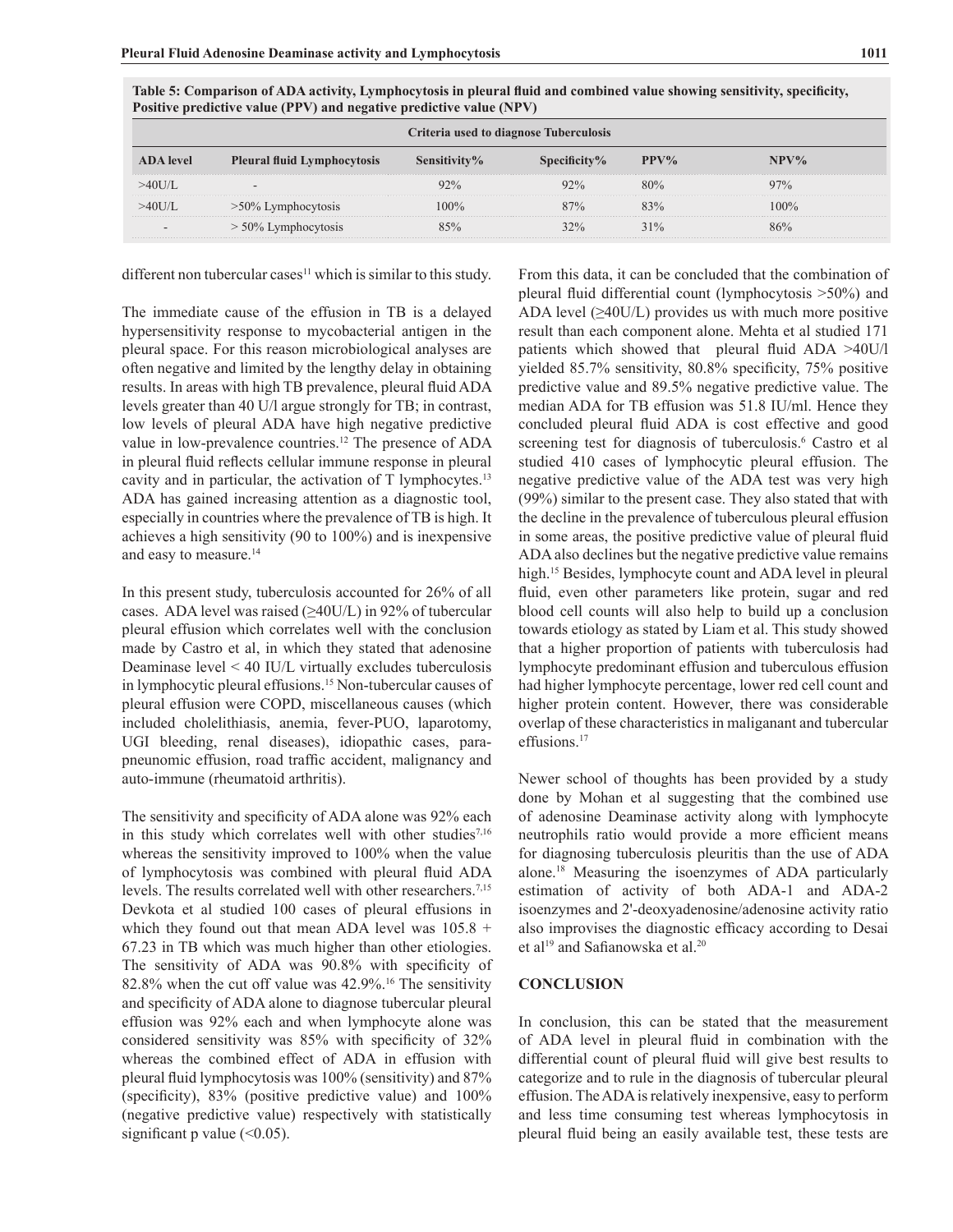**Table 5: Comparison of ADA activity, Lymphocytosis in pleural fluid and combined value showing sensitivity, specificity, Positive predictive value (PPV) and negative predictive value (NPV)**

| Criteria used to diagnose Tuberculosis | | | | | |
|---|---|---|---|---|---|
| **ADA level** | **Pleural fluid Lymphocytosis** | **Sensitivity%** | **Specificity%** | **PPV%** | **NPV%** |
| >40U/L | - | 92% | 92% | 80% | 97% |
| >40U/L | >50% Lymphocytosis | 100% | 87% | 83% | 100% |
| - | > 50% Lymphocytosis | 85% | 32% | 31% | 86% |

different non tubercular cases[11] which is similar to this study.

The immediate cause of the effusion in TB is a delayed hypersensitivity response to mycobacterial antigen in the pleural space. For this reason microbiological analyses are often negative and limited by the lengthy delay in obtaining results. In areas with high TB prevalence, pleural fluid ADA levels greater than 40 U/l argue strongly for TB; in contrast, low levels of pleural ADA have high negative predictive value in low-prevalence countries.[12] The presence of ADA in pleural fluid reflects cellular immune response in pleural cavity and in particular, the activation of T lymphocytes.[13] ADA has gained increasing attention as a diagnostic tool, especially in countries where the prevalence of TB is high. It achieves a high sensitivity (90 to 100%) and is inexpensive and easy to measure.[14]

In this present study, tuberculosis accounted for 26% of all cases. ADA level was raised (≥40U/L) in 92% of tubercular pleural effusion which correlates well with the conclusion made by Castro et al, in which they stated that adenosine Deaminase level < 40 IU/L virtually excludes tuberculosis in lymphocytic pleural effusions.[15] Non-tubercular causes of pleural effusion were COPD, miscellaneous causes (which included cholelithiasis, anemia, fever-PUO, laparotomy, UGI bleeding, renal diseases), idiopathic cases, para-pneunomic effusion, road traffic accident, malignancy and auto-immune (rheumatoid arthritis).

The sensitivity and specificity of ADA alone was 92% each in this study which correlates well with other studies[7,16] whereas the sensitivity improved to 100% when the value of lymphocytosis was combined with pleural fluid ADA levels. The results correlated well with other researchers.[7,15] Devkota et al studied 100 cases of pleural effusions in which they found out that mean ADA level was 105.8 + 67.23 in TB which was much higher than other etiologies. The sensitivity of ADA was 90.8% with specificity of 82.8% when the cut off value was 42.9%.[16] The sensitivity and specificity of ADA alone to diagnose tubercular pleural effusion was 92% each and when lymphocyte alone was considered sensitivity was 85% with specificity of 32% whereas the combined effect of ADA in effusion with pleural fluid lymphocytosis was 100% (sensitivity) and 87% (specificity), 83% (positive predictive value) and 100% (negative predictive value) respectively with statistically significant p value (<0.05).

From this data, it can be concluded that the combination of pleural fluid differential count (lymphocytosis >50%) and ADA level (≥40U/L) provides us with much more positive result than each component alone. Mehta et al studied 171 patients which showed that pleural fluid ADA >40U/l yielded 85.7% sensitivity, 80.8% specificity, 75% positive predictive value and 89.5% negative predictive value. The median ADA for TB effusion was 51.8 IU/ml. Hence they concluded pleural fluid ADA is cost effective and good screening test for diagnosis of tuberculosis.[6] Castro et al studied 410 cases of lymphocytic pleural effusion. The negative predictive value of the ADA test was very high (99%) similar to the present case. They also stated that with the decline in the prevalence of tuberculous pleural effusion in some areas, the positive predictive value of pleural fluid ADA also declines but the negative predictive value remains high.[15] Besides, lymphocyte count and ADA level in pleural fluid, even other parameters like protein, sugar and red blood cell counts will also help to build up a conclusion towards etiology as stated by Liam et al. This study showed that a higher proportion of patients with tuberculosis had lymphocyte predominant effusion and tuberculous effusion had higher lymphocyte percentage, lower red cell count and higher protein content. However, there was considerable overlap of these characteristics in maliganant and tubercular effusions.[17]

Newer school of thoughts has been provided by a study done by Mohan et al suggesting that the combined use of adenosine Deaminase activity along with lymphocyte neutrophils ratio would provide a more efficient means for diagnosing tuberculosis pleuritis than the use of ADA alone.[18] Measuring the isoenzymes of ADA particularly estimation of activity of both ADA-1 and ADA-2 isoenzymes and 2'-deoxyadenosine/adenosine activity ratio also improvises the diagnostic efficacy according to Desai et al[19] and Safianowska et al.[20]

## CONCLUSION

In conclusion, this can be stated that the measurement of ADA level in pleural fluid in combination with the differential count of pleural fluid will give best results to categorize and to rule in the diagnosis of tubercular pleural effusion. The ADA is relatively inexpensive, easy to perform and less time consuming test whereas lymphocytosis in pleural fluid being an easily available test, these tests are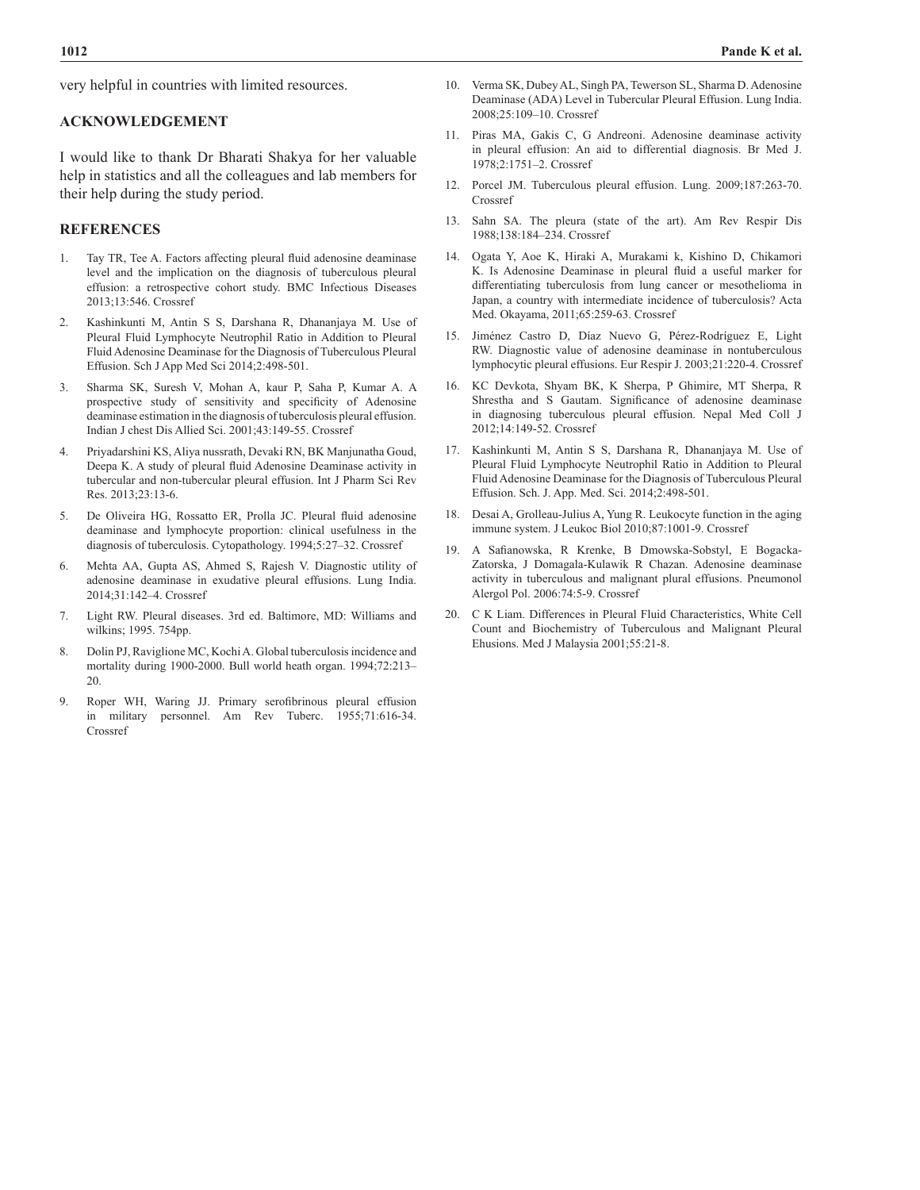very helpful in countries with limited resources.

## ACKNOWLEDGEMENT

I would like to thank Dr Bharati Shakya for her valuable help in statistics and all the colleagues and lab members for their help during the study period.

## REFERENCES

1. Tay TR, Tee A. Factors affecting pleural fluid adenosine deaminase level and the implication on the diagnosis of tuberculous pleural effusion: a retrospective cohort study. BMC Infectious Diseases 2013;13:546. Crossref
2. Kashinkunti M, Antin S S, Darshana R, Dhananjaya M. Use of Pleural Fluid Lymphocyte Neutrophil Ratio in Addition to Pleural Fluid Adenosine Deaminase for the Diagnosis of Tuberculous Pleural Effusion. Sch J App Med Sci 2014;2:498-501.
3. Sharma SK, Suresh V, Mohan A, kaur P, Saha P, Kumar A. A prospective study of sensitivity and specificity of Adenosine deaminase estimation in the diagnosis of tuberculosis pleural effusion. Indian J chest Dis Allied Sci. 2001;43:149-55. Crossref
4. Priyadarshini KS, Aliya nussrath, Devaki RN, BK Manjunatha Goud, Deepa K. A study of pleural fluid Adenosine Deaminase activity in tubercular and non-tubercular pleural effusion. Int J Pharm Sci Rev Res. 2013;23:13-6.
5. De Oliveira HG, Rossatto ER, Prolla JC. Pleural fluid adenosine deaminase and lymphocyte proportion: clinical usefulness in the diagnosis of tuberculosis. Cytopathology. 1994;5:27–32. Crossref
6. Mehta AA, Gupta AS, Ahmed S, Rajesh V. Diagnostic utility of adenosine deaminase in exudative pleural effusions. Lung India. 2014;31:142–4. Crossref
7. Light RW. Pleural diseases. 3rd ed. Baltimore, MD: Williams and wilkins; 1995. 754pp.
8. Dolin PJ, Raviglione MC, Kochi A. Global tuberculosis incidence and mortality during 1900-2000. Bull world heath organ. 1994;72:213–20.
9. Roper WH, Waring JJ. Primary serofibrinous pleural effusion in military personnel. Am Rev Tuberc. 1955;71:616-34. Crossref
10. Verma SK, Dubey AL, Singh PA, Tewerson SL, Sharma D. Adenosine Deaminase (ADA) Level in Tubercular Pleural Effusion. Lung India. 2008;25:109–10. Crossref
11. Piras MA, Gakis C, G Andreoni. Adenosine deaminase activity in pleural effusion: An aid to differential diagnosis. Br Med J. 1978;2:1751–2. Crossref
12. Porcel JM. Tuberculous pleural effusion. Lung. 2009;187:263-70. Crossref
13. Sahn SA. The pleura (state of the art). Am Rev Respir Dis 1988;138:184–234. Crossref
14. Ogata Y, Aoe K, Hiraki A, Murakami k, Kishino D, Chikamori K. Is Adenosine Deaminase in pleural fluid a useful marker for differentiating tuberculosis from lung cancer or mesothelioma in Japan, a country with intermediate incidence of tuberculosis? Acta Med. Okayama, 2011;65:259-63. Crossref
15. Jiménez Castro D, Díaz Nuevo G, Pérez-Rodríguez E, Light RW. Diagnostic value of adenosine deaminase in nontuberculous lymphocytic pleural effusions. Eur Respir J. 2003;21:220-4. Crossref
16. KC Devkota, Shyam BK, K Sherpa, P Ghimire, MT Sherpa, R Shrestha and S Gautam. Significance of adenosine deaminase in diagnosing tuberculous pleural effusion. Nepal Med Coll J 2012;14:149-52. Crossref
17. Kashinkunti M, Antin S S, Darshana R, Dhananjaya M. Use of Pleural Fluid Lymphocyte Neutrophil Ratio in Addition to Pleural Fluid Adenosine Deaminase for the Diagnosis of Tuberculous Pleural Effusion. Sch. J. App. Med. Sci. 2014;2:498-501.
18. Desai A, Grolleau-Julius A, Yung R. Leukocyte function in the aging immune system. J Leukoc Biol 2010;87:1001-9. Crossref
19. A Safianowska, R Krenke, B Dmowska-Sobstyl, E Bogacka-Zatorska, J Domagala-Kulawik R Chazan. Adenosine deaminase activity in tuberculous and malignant plural effusions. Pneumonol Alergol Pol. 2006:74:5-9. Crossref
20. C K Liam. Differences in Pleural Fluid Characteristics, White Cell Count and Biochemistry of Tuberculous and Malignant Pleural Ehusions. Med J Malaysia 2001;55:21-8.